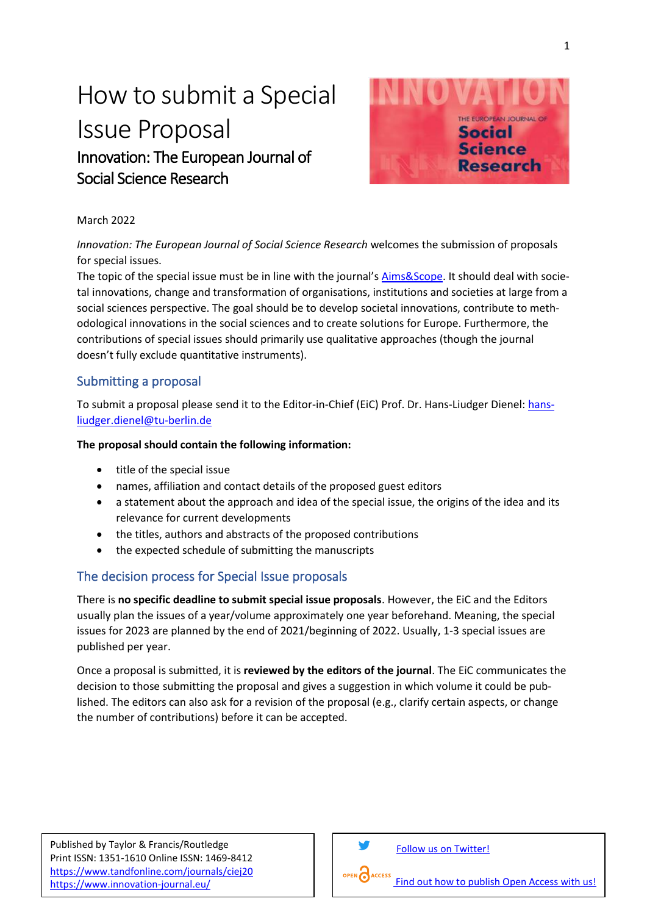# How to submit a Special Issue Proposal

## Innovation: The European Journal of Social Science Research

March 2022

*Innovation: The European Journal of Social Science Research* welcomes the submission of proposals for special issues.

The topic of the special issue must be in line with the journal's [Aims&Scope](). It should deal with societal innovations, change and transformation of organisations, institutions and societies at large from a social sciences perspective. The goal should be to develop societal innovations, contribute to methodological innovations in the social sciences and to create solutions for Europe. Furthermore, the contributions of special issues should primarily use qualitative approaches (though the journal doesn't fully exclude quantitative instruments).

## Submitting a proposal

To submit a proposal please send it to the Editor-in-Chief (EiC) Prof. Dr. Hans-Liudger Dienel: hans-liudger.dienel@tu-berlin.de

**The proposal should contain the following information:**

- title of the special issue
- names, affiliation and contact details of the proposed guest editors
- a statement about the approach and idea of the special issue, the origins of the idea and its relevance for current developments
- the titles, authors and abstracts of the proposed contributions
- the expected schedule of submitting the manuscripts

## The decision process for Special Issue proposals

There is **no specific deadline to submit special issue proposals**. However, the EiC and the Editors usually plan the issues of a year/volume approximately one year beforehand. Meaning, the special issues for 2023 are planned by the end of 2021/beginning of 2022. Usually, 1-3 special issues are published per year.

Once a proposal is submitted, it is **reviewed by the editors of the journal**. The EiC communicates the decision to those submitting the proposal and gives a suggestion in which volume it could be published. The editors can also ask for a revision of the proposal (e.g., clarify certain aspects, or change the number of contributions) before it can be accepted.

Published by Taylor & Francis/Routledge
Print ISSN: 1351-1610 Online ISSN: 1469-8412
https://www.tandfonline.com/journals/ciej20
https://www.innovation-journal.eu/

Follow us on Twitter!

Find out how to publish Open Access with us!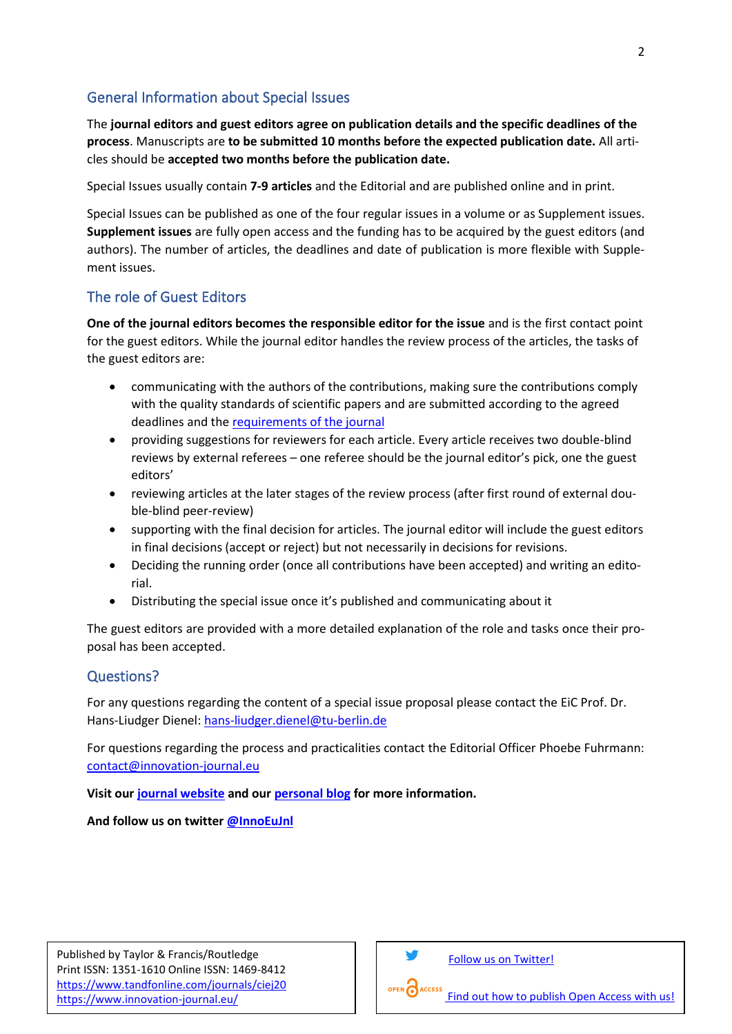## General Information about Special Issues

The **journal editors and guest editors agree on publication details and the specific deadlines of the process**. Manuscripts are **to be submitted 10 months before the expected publication date.** All articles should be **accepted two months before the publication date.**

Special Issues usually contain **7-9 articles** and the Editorial and are published online and in print.

Special Issues can be published as one of the four regular issues in a volume or as Supplement issues. **Supplement issues** are fully open access and the funding has to be acquired by the guest editors (and authors). The number of articles, the deadlines and date of publication is more flexible with Supplement issues.

## The role of Guest Editors

**One of the journal editors becomes the responsible editor for the issue** and is the first contact point for the guest editors. While the journal editor handles the review process of the articles, the tasks of the guest editors are:

- communicating with the authors of the contributions, making sure the contributions comply with the quality standards of scientific papers and are submitted according to the agreed deadlines and the requirements of the journal
- providing suggestions for reviewers for each article. Every article receives two double-blind reviews by external referees – one referee should be the journal editor's pick, one the guest editors'
- reviewing articles at the later stages of the review process (after first round of external double-blind peer-review)
- supporting with the final decision for articles. The journal editor will include the guest editors in final decisions (accept or reject) but not necessarily in decisions for revisions.
- Deciding the running order (once all contributions have been accepted) and writing an editorial.
- Distributing the special issue once it's published and communicating about it

The guest editors are provided with a more detailed explanation of the role and tasks once their proposal has been accepted.

## Questions?

For any questions regarding the content of a special issue proposal please contact the EiC Prof. Dr. Hans-Liudger Dienel: hans-liudger.dienel@tu-berlin.de

For questions regarding the process and practicalities contact the Editorial Officer Phoebe Fuhrmann: contact@innovation-journal.eu

**Visit our journal website and our personal blog for more information.**

**And follow us on twitter @InnoEuJnl**

Published by Taylor & Francis/Routledge
Print ISSN: 1351-1610 Online ISSN: 1469-8412
https://www.tandfonline.com/journals/ciej20
https://www.innovation-journal.eu/

Follow us on Twitter!

OPEN ACCESS Find out how to publish Open Access with us!